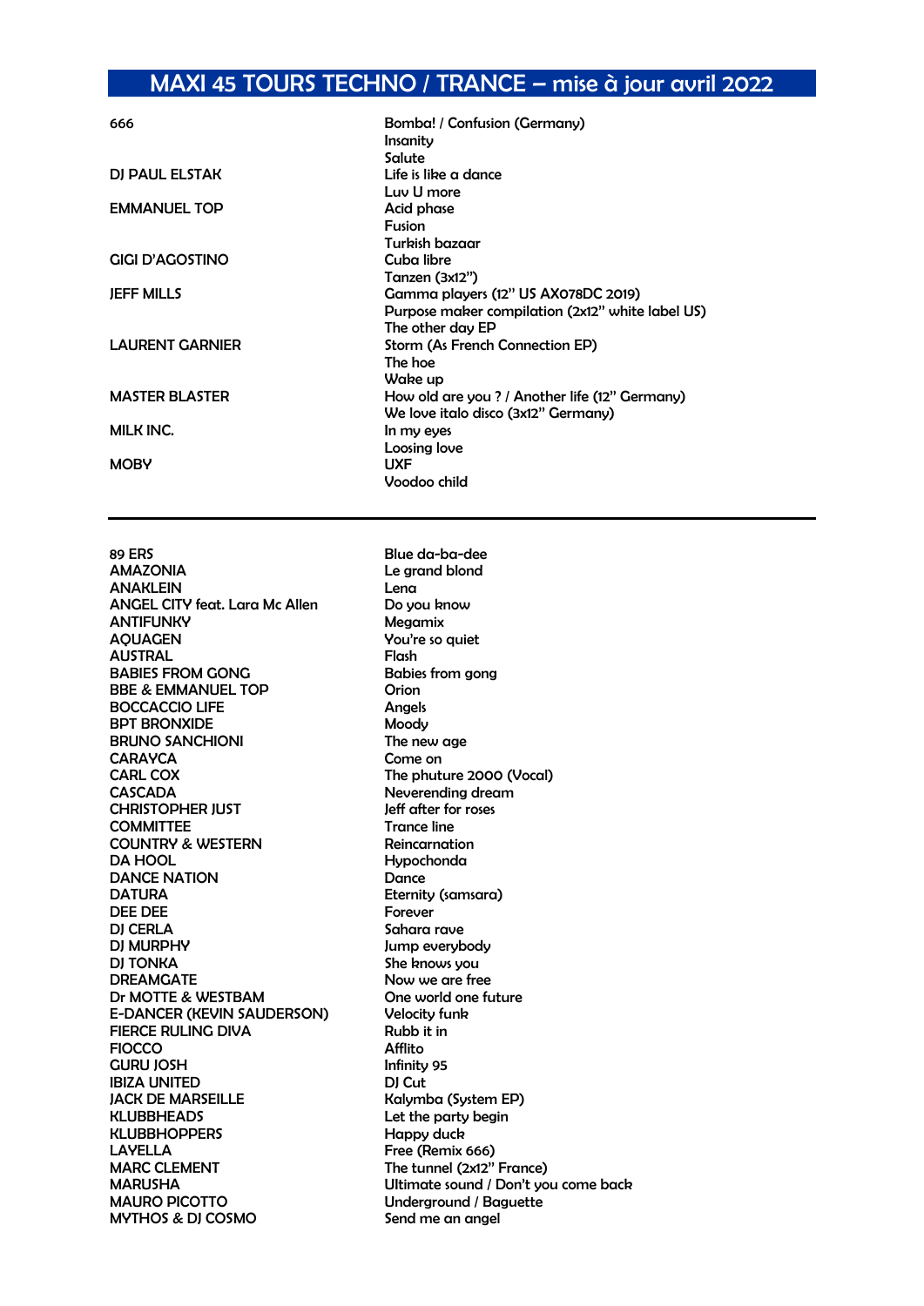# MAXI 45 TOURS TECHNO / TRANCE – mise à jour avril 2022

| Artiste | Titre |
|---|---|
| 666 | Bomba! / Confusion (Germany) |
| | Insanity |
| | Salute |
| DJ PAUL ELSTAK | Life is like a dance |
| | Luv U more |
| EMMANUEL TOP | Acid phase |
| | Fusion |
| | Turkish bazaar |
| GIGI D'AGOSTINO | Cuba libre |
| | Tanzen (3x12") |
| JEFF MILLS | Gamma players (12" US AX078DC 2019) |
| | Purpose maker compilation (2x12" white label US) |
| | The other day EP |
| LAURENT GARNIER | Storm (As French Connection EP) |
| | The hoe |
| | Wake up |
| MASTER BLASTER | How old are you ? / Another life (12" Germany) |
| | We love italo disco (3x12" Germany) |
| MILK INC. | In my eyes |
| | Loosing love |
| MOBY | UXF |
| | Voodoo child |

---

| Artiste | Titre |
|---|---|
| 89 ERS | Blue da-ba-dee |
| AMAZONIA | Le grand blond |
| ANAKLEIN | Lena |
| ANGEL CITY feat. Lara Mc Allen | Do you know |
| ANTIFUNKY | Megamix |
| AQUAGEN | You're so quiet |
| AUSTRAL | Flash |
| BABIES FROM GONG | Babies from gong |
| BBE & EMMANUEL TOP | Orion |
| BOCCACCIO LIFE | Angels |
| BPT BRONXIDE | Moody |
| BRUNO SANCHIONI | The new age |
| CARAYCA | Come on |
| CARL COX | The phuture 2000 (Vocal) |
| CASCADA | Neverending dream |
| CHRISTOPHER JUST | Jeff after for roses |
| COMMITTEE | Trance line |
| COUNTRY & WESTERN | Reincarnation |
| DA HOOL | Hypochonda |
| DANCE NATION | Dance |
| DATURA | Eternity (samsara) |
| DEE DEE | Forever |
| DJ CERLA | Sahara rave |
| DJ MURPHY | Jump everybody |
| DJ TONKA | She knows you |
| DREAMGATE | Now we are free |
| Dr MOTTE & WESTBAM | One world one future |
| E-DANCER (KEVIN SAUDERSON) | Velocity funk |
| FIERCE RULING DIVA | Rubb it in |
| FIOCCO | Afflito |
| GURU JOSH | Infinity 95 |
| IBIZA UNITED | DJ Cut |
| JACK DE MARSEILLE | Kalymba (System EP) |
| KLUBBHEADS | Let the party begin |
| KLUBBHOPPERS | Happy duck |
| LAYELLA | Free (Remix 666) |
| MARC CLEMENT | The tunnel (2x12" France) |
| MARUSHA | Ultimate sound / Don't you come back |
| MAURO PICOTTO | Underground / Baguette |
| MYTHOS & DJ COSMO | Send me an angel |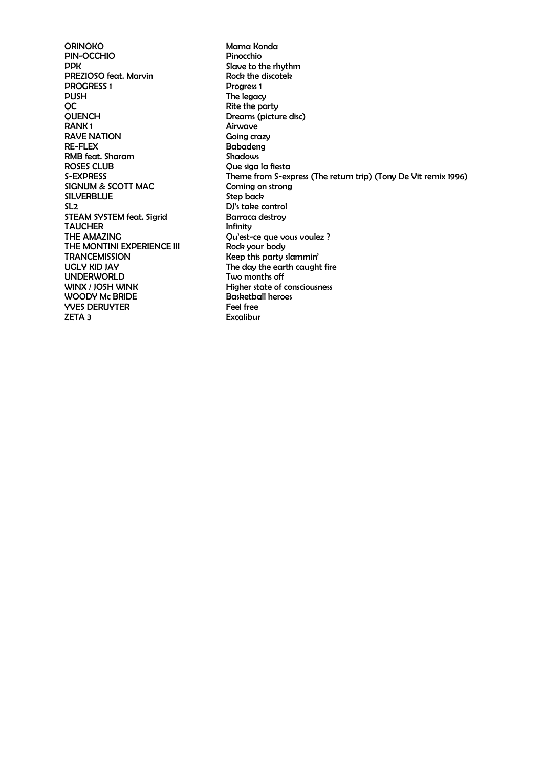| | |
|---|---|
| ORINOKO | Mama Konda |
| PIN-OCCHIO | Pinocchio |
| PPK | Slave to the rhythm |
| PREZIOSO feat. Marvin | Rock the discotek |
| PROGRESS 1 | Progress 1 |
| PUSH | The legacy |
| QC | Rite the party |
| QUENCH | Dreams (picture disc) |
| RANK 1 | Airwave |
| RAVE NATION | Going crazy |
| RE-FLEX | Babadeng |
| RMB feat. Sharam | Shadows |
| ROSES CLUB | Que siga la fiesta |
| S-EXPRESS | Theme from S-express (The return trip) (Tony De Vit remix 1996) |
| SIGNUM & SCOTT MAC | Coming on strong |
| SILVERBLUE | Step back |
| SL2 | DJ's take control |
| STEAM SYSTEM feat. Sigrid | Barraca destroy |
| TAUCHER | Infinity |
| THE AMAZING | Qu'est-ce que vous voulez ? |
| THE MONTINI EXPERIENCE III | Rock your body |
| TRANCEMISSION | Keep this party slammin' |
| UGLY KID JAY | The day the earth caught fire |
| UNDERWORLD | Two months off |
| WINX / JOSH WINK | Higher state of consciousness |
| WOODY Mc BRIDE | Basketball heroes |
| YVES DERUYTER | Feel free |
| ZETA 3 | Excalibur |